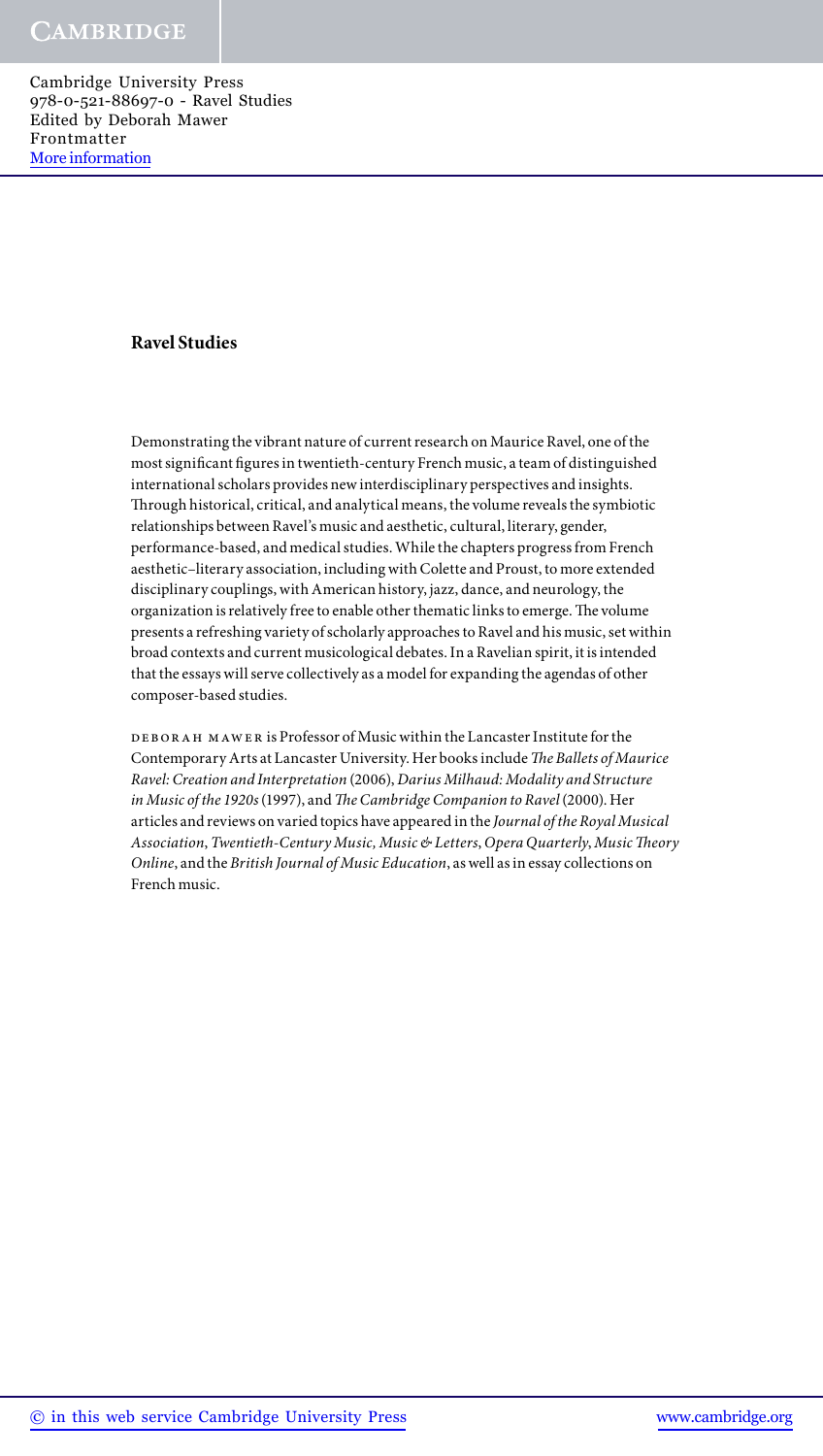# Ravel Studies

Demonstrating the vibrant nature of current research on Maurice Ravel, one of the most significant figures in twentieth-century French music, a team of distinguished international scholars provides new interdisciplinary perspectives and insights. Through historical, critical, and analytical means, the volume reveals the symbiotic relationships between Ravel's music and aesthetic, cultural, literary, gender, performance-based, and medical studies. While the chapters progress from French aesthetic–literary association, including with Colette and Proust, to more extended disciplinary couplings, with American history, jazz, dance, and neurology, the organization is relatively free to enable other thematic links to emerge. The volume presents a refreshing variety of scholarly approaches to Ravel and his music, set within broad contexts and current musicological debates. In a Ravelian spirit, it is intended that the essays will serve collectively as a model for expanding the agendas of other composer-based studies.

DEBORAH MAWER is Professor of Music within the Lancaster Institute for the Contemporary Arts at Lancaster University. Her books include *The Ballets of Maurice Ravel: Creation and Interpretation* (2006), *Darius Milhaud: Modality and Structure in Music of the 1920s* (1997), and *The Cambridge Companion to Ravel* (2000). Her articles and reviews on varied topics have appeared in the *Journal of the Royal Musical Association*, *Twentieth-Century Music*, *Music & Letters*, *Opera Quarterly*, *Music Theory Online*, and the *British Journal of Music Education*, as well as in essay collections on French music.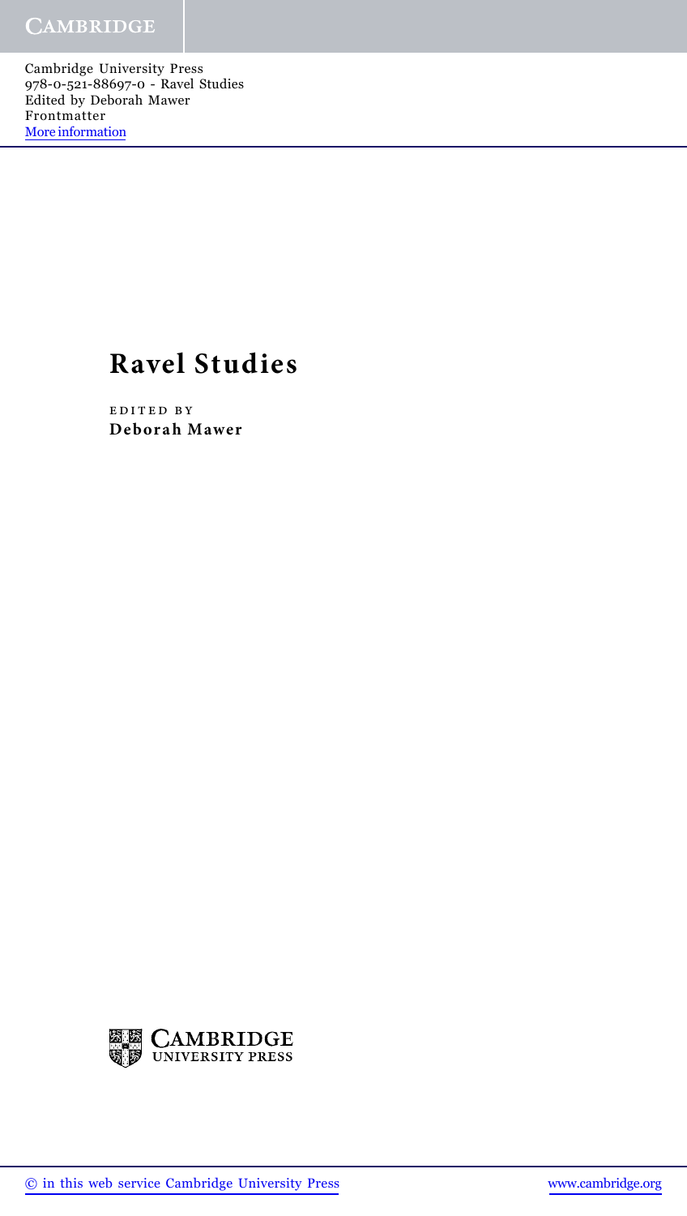# Ravel Studies

EDITED BY

**Deborah Mawer**

CAMBRIDGE
UNIVERSITY PRESS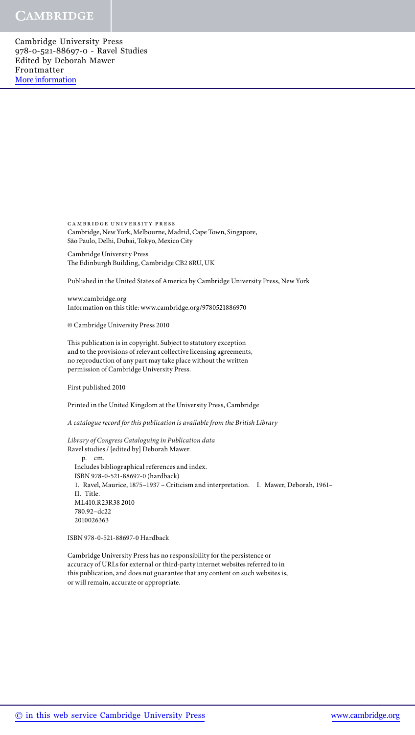cambridge university press
Cambridge, New York, Melbourne, Madrid, Cape Town, Singapore,
São Paulo, Delhi, Dubai, Tokyo, Mexico City

Cambridge University Press
The Edinburgh Building, Cambridge CB2 8RU, UK

Published in the United States of America by Cambridge University Press, New York

www.cambridge.org
Information on this title: www.cambridge.org/9780521886970

© Cambridge University Press 2010

This publication is in copyright. Subject to statutory exception
and to the provisions of relevant collective licensing agreements,
no reproduction of any part may take place without the written
permission of Cambridge University Press.

First published 2010

Printed in the United Kingdom at the University Press, Cambridge

*A catalogue record for this publication is available from the British Library*

*Library of Congress Cataloguing in Publication data*
Ravel studies / [edited by] Deborah Mawer.
p. cm.
Includes bibliographical references and index.
ISBN 978-0-521-88697-0 (hardback)
1. Ravel, Maurice, 1875–1937 – Criticism and interpretation. I. Mawer, Deborah, 1961–
II. Title.
ML410.R23R38 2010
780.92–dc22
2010026363

ISBN 978-0-521-88697-0 Hardback

Cambridge University Press has no responsibility for the persistence or
accuracy of URLs for external or third-party internet websites referred to in
this publication, and does not guarantee that any content on such websites is,
or will remain, accurate or appropriate.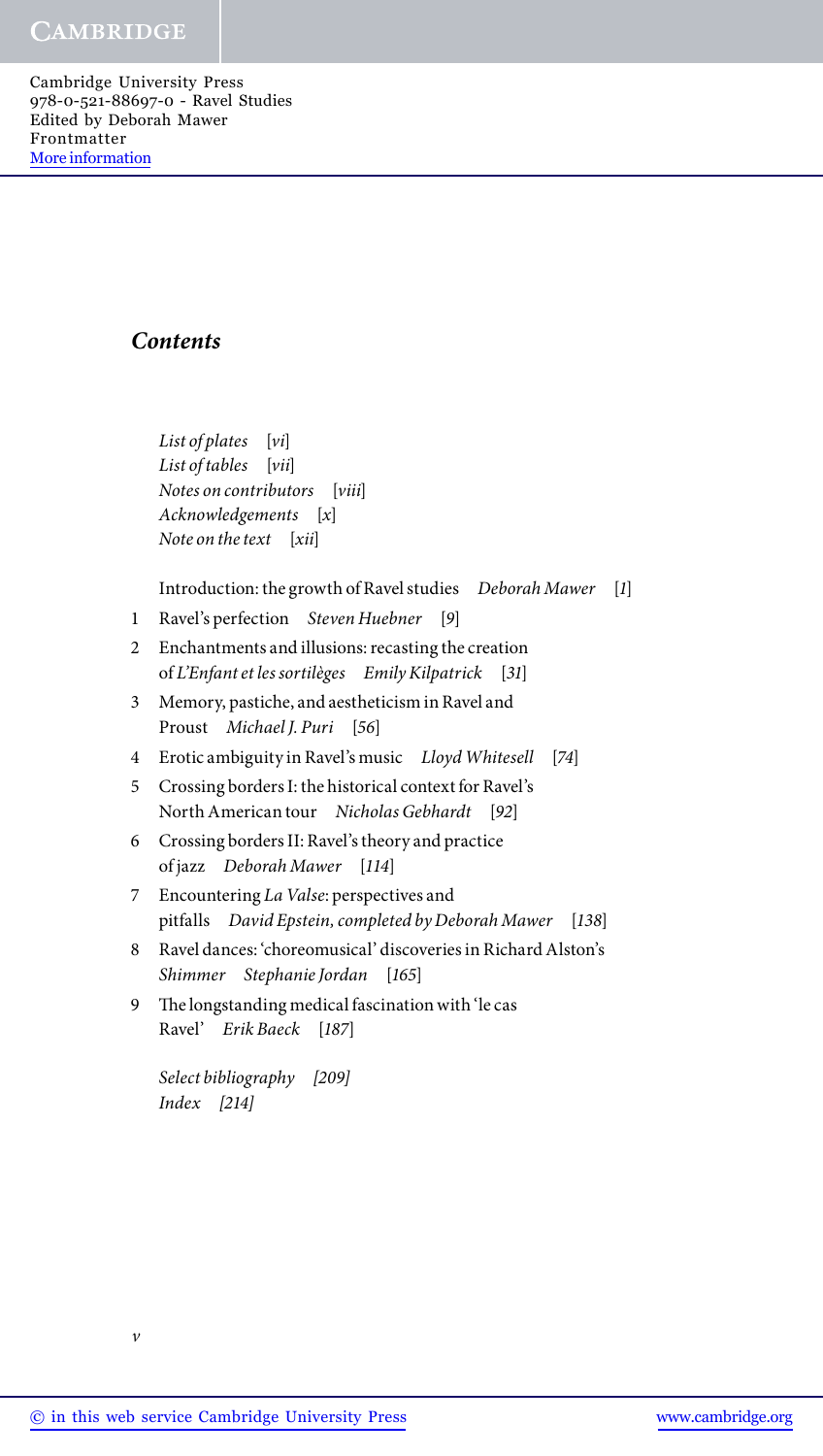## *Contents*

*List of plates* [*vi*]
*List of tables* [*vii*]
*Notes on contributors* [*viii*]
*Acknowledgements* [*x*]
*Note on the text* [*xii*]

Introduction: the growth of Ravel studies *Deborah Mawer* [*1*]

1. Ravel's perfection *Steven Huebner* [*9*]
2. Enchantments and illusions: recasting the creation of *L'Enfant et les sortilèges* *Emily Kilpatrick* [*31*]
3. Memory, pastiche, and aestheticism in Ravel and Proust *Michael J. Puri* [*56*]
4. Erotic ambiguity in Ravel's music *Lloyd Whitesell* [*74*]
5. Crossing borders I: the historical context for Ravel's North American tour *Nicholas Gebhardt* [*92*]
6. Crossing borders II: Ravel's theory and practice of jazz *Deborah Mawer* [*114*]
7. Encountering *La Valse*: perspectives and pitfalls *David Epstein, completed by Deborah Mawer* [*138*]
8. Ravel dances: 'choreomusical' discoveries in Richard Alston's *Shimmer* *Stephanie Jordan* [*165*]
9. The longstanding medical fascination with 'le cas Ravel' *Erik Baeck* [*187*]

*Select bibliography [209]*
*Index [214]*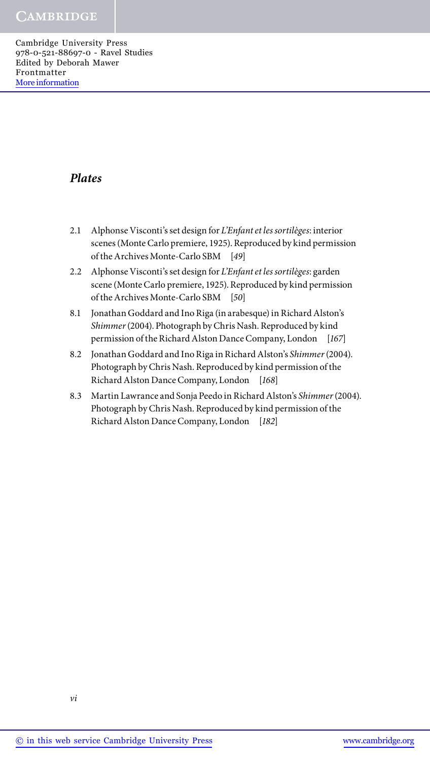## *Plates*

2.1 Alphonse Visconti's set design for *L'Enfant et les sortilèges*: interior scenes (Monte Carlo premiere, 1925). Reproduced by kind permission of the Archives Monte-Carlo SBM [*49*]

2.2 Alphonse Visconti's set design for *L'Enfant et les sortilèges*: garden scene (Monte Carlo premiere, 1925). Reproduced by kind permission of the Archives Monte-Carlo SBM [*50*]

8.1 Jonathan Goddard and Ino Riga (in arabesque) in Richard Alston's *Shimmer* (2004). Photograph by Chris Nash. Reproduced by kind permission of the Richard Alston Dance Company, London [*167*]

8.2 Jonathan Goddard and Ino Riga in Richard Alston's *Shimmer* (2004). Photograph by Chris Nash. Reproduced by kind permission of the Richard Alston Dance Company, London [*168*]

8.3 Martin Lawrance and Sonja Peedo in Richard Alston's *Shimmer* (2004). Photograph by Chris Nash. Reproduced by kind permission of the Richard Alston Dance Company, London [*182*]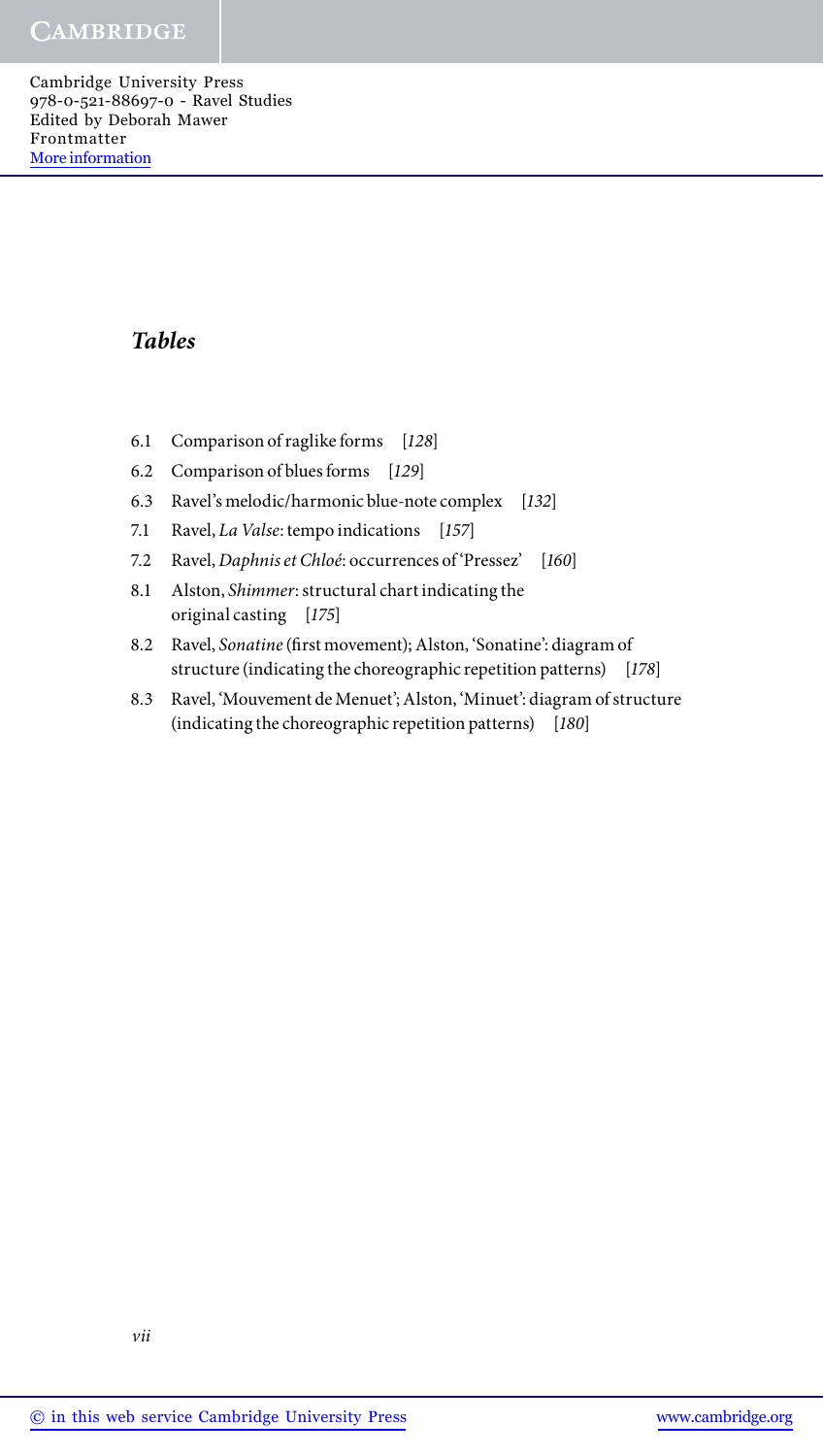## *Tables*

6.1 Comparison of raglike forms [*128*]

6.2 Comparison of blues forms [*129*]

6.3 Ravel's melodic/harmonic blue-note complex [*132*]

7.1 Ravel, *La Valse*: tempo indications [*157*]

7.2 Ravel, *Daphnis et Chloé*: occurrences of 'Pressez' [*160*]

8.1 Alston, *Shimmer*: structural chart indicating the original casting [*175*]

8.2 Ravel, *Sonatine* (first movement); Alston, 'Sonatine': diagram of structure (indicating the choreographic repetition patterns) [*178*]

8.3 Ravel, 'Mouvement de Menuet'; Alston, 'Minuet': diagram of structure (indicating the choreographic repetition patterns) [*180*]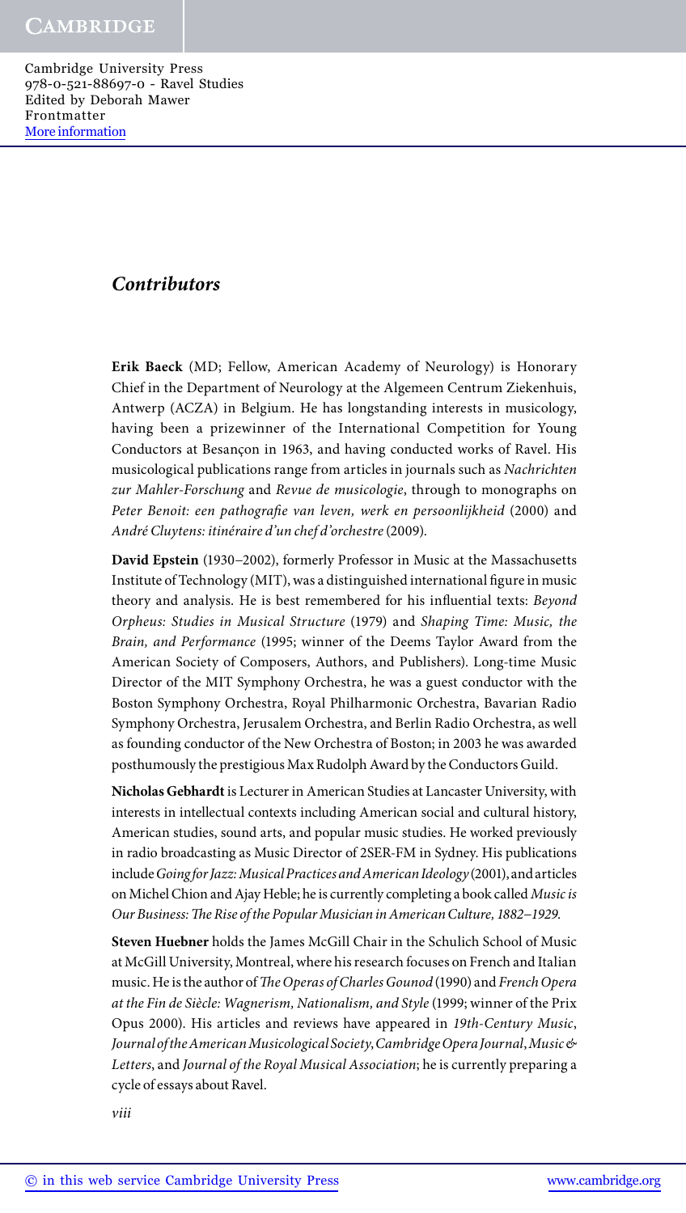## *Contributors*

**Erik Baeck** (MD; Fellow, American Academy of Neurology) is Honorary Chief in the Department of Neurology at the Algemeen Centrum Ziekenhuis, Antwerp (ACZA) in Belgium. He has longstanding interests in musicology, having been a prizewinner of the International Competition for Young Conductors at Besançon in 1963, and having conducted works of Ravel. His musicological publications range from articles in journals such as *Nachrichten zur Mahler-Forschung* and *Revue de musicologie*, through to monographs on *Peter Benoit: een pathografie van leven, werk en persoonlijkheid* (2000) and *André Cluytens: itinéraire d'un chef d'orchestre* (2009).

**David Epstein** (1930–2002), formerly Professor in Music at the Massachusetts Institute of Technology (MIT), was a distinguished international figure in music theory and analysis. He is best remembered for his influential texts: *Beyond Orpheus: Studies in Musical Structure* (1979) and *Shaping Time: Music, the Brain, and Performance* (1995; winner of the Deems Taylor Award from the American Society of Composers, Authors, and Publishers). Long-time Music Director of the MIT Symphony Orchestra, he was a guest conductor with the Boston Symphony Orchestra, Royal Philharmonic Orchestra, Bavarian Radio Symphony Orchestra, Jerusalem Orchestra, and Berlin Radio Orchestra, as well as founding conductor of the New Orchestra of Boston; in 2003 he was awarded posthumously the prestigious Max Rudolph Award by the Conductors Guild.

**Nicholas Gebhardt** is Lecturer in American Studies at Lancaster University, with interests in intellectual contexts including American social and cultural history, American studies, sound arts, and popular music studies. He worked previously in radio broadcasting as Music Director of 2SER-FM in Sydney. His publications include *Going for Jazz: Musical Practices and American Ideology* (2001), and articles on Michel Chion and Ajay Heble; he is currently completing a book called *Music is Our Business: The Rise of the Popular Musician in American Culture, 1882–1929*.

**Steven Huebner** holds the James McGill Chair in the Schulich School of Music at McGill University, Montreal, where his research focuses on French and Italian music. He is the author of *The Operas of Charles Gounod* (1990) and *French Opera at the Fin de Siècle: Wagnerism, Nationalism, and Style* (1999; winner of the Prix Opus 2000). His articles and reviews have appeared in *19th-Century Music*, *Journal of the American Musicological Society*, *Cambridge Opera Journal*, *Music & Letters*, and *Journal of the Royal Musical Association*; he is currently preparing a cycle of essays about Ravel.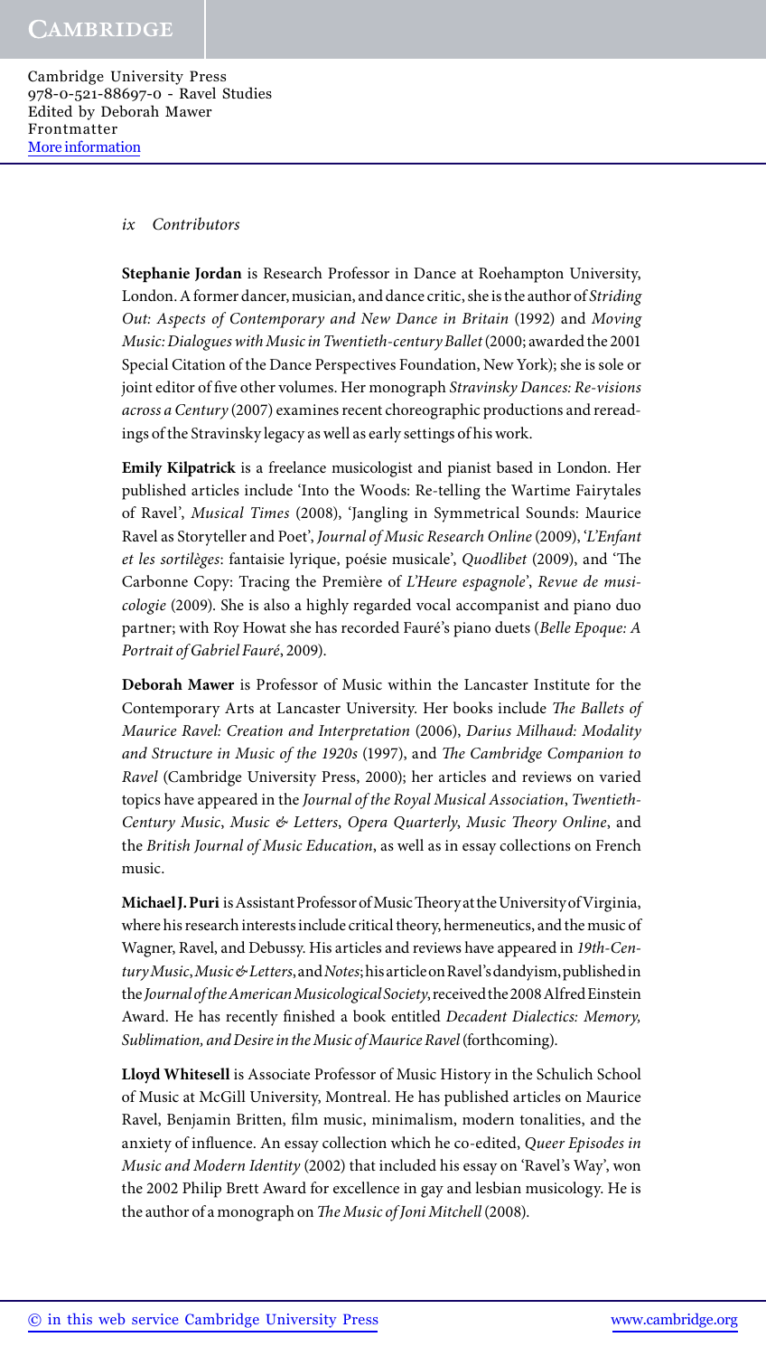## Contributors

**Stephanie Jordan** is Research Professor in Dance at Roehampton University, London. A former dancer, musician, and dance critic, she is the author of *Striding Out: Aspects of Contemporary and New Dance in Britain* (1992) and *Moving Music: Dialogues with Music in Twentieth-century Ballet* (2000; awarded the 2001 Special Citation of the Dance Perspectives Foundation, New York); she is sole or joint editor of five other volumes. Her monograph *Stravinsky Dances: Re-visions across a Century* (2007) examines recent choreographic productions and rereadings of the Stravinsky legacy as well as early settings of his work.

**Emily Kilpatrick** is a freelance musicologist and pianist based in London. Her published articles include 'Into the Woods: Re-telling the Wartime Fairytales of Ravel', *Musical Times* (2008), 'Jangling in Symmetrical Sounds: Maurice Ravel as Storyteller and Poet', *Journal of Music Research Online* (2009), '*L'Enfant et les sortilèges*: fantaisie lyrique, poésie musicale', *Quodlibet* (2009), and 'The Carbonne Copy: Tracing the Première of *L'Heure espagnole*', *Revue de musicologie* (2009). She is also a highly regarded vocal accompanist and piano duo partner; with Roy Howat she has recorded Fauré's piano duets (*Belle Epoque: A Portrait of Gabriel Fauré*, 2009).

**Deborah Mawer** is Professor of Music within the Lancaster Institute for the Contemporary Arts at Lancaster University. Her books include *The Ballets of Maurice Ravel: Creation and Interpretation* (2006), *Darius Milhaud: Modality and Structure in Music of the 1920s* (1997), and *The Cambridge Companion to Ravel* (Cambridge University Press, 2000); her articles and reviews on varied topics have appeared in the *Journal of the Royal Musical Association*, *Twentieth-Century Music*, *Music & Letters*, *Opera Quarterly*, *Music Theory Online*, and the *British Journal of Music Education*, as well as in essay collections on French music.

**Michael J. Puri** is Assistant Professor of Music Theory at the University of Virginia, where his research interests include critical theory, hermeneutics, and the music of Wagner, Ravel, and Debussy. His articles and reviews have appeared in *19th-Century Music*, *Music & Letters*, and *Notes*; his article on Ravel's dandyism, published in the *Journal of the American Musicological Society*, received the 2008 Alfred Einstein Award. He has recently finished a book entitled *Decadent Dialectics: Memory, Sublimation, and Desire in the Music of Maurice Ravel* (forthcoming).

**Lloyd Whitesell** is Associate Professor of Music History in the Schulich School of Music at McGill University, Montreal. He has published articles on Maurice Ravel, Benjamin Britten, film music, minimalism, modern tonalities, and the anxiety of influence. An essay collection which he co-edited, *Queer Episodes in Music and Modern Identity* (2002) that included his essay on 'Ravel's Way', won the 2002 Philip Brett Award for excellence in gay and lesbian musicology. He is the author of a monograph on *The Music of Joni Mitchell* (2008).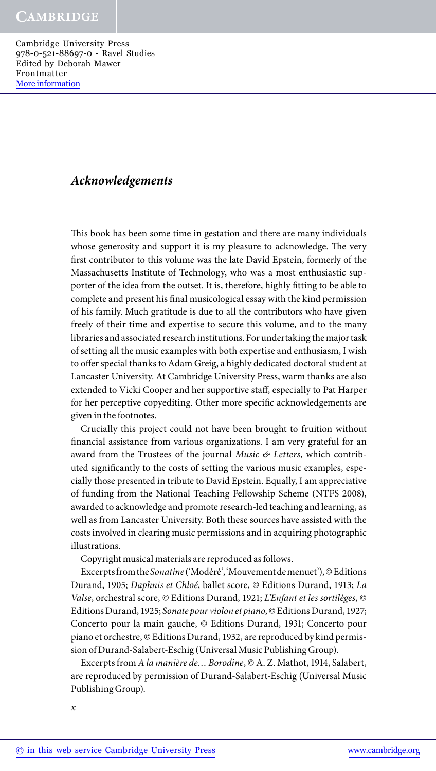## *Acknowledgements*

This book has been some time in gestation and there are many individuals whose generosity and support it is my pleasure to acknowledge. The very first contributor to this volume was the late David Epstein, formerly of the Massachusetts Institute of Technology, who was a most enthusiastic supporter of the idea from the outset. It is, therefore, highly fitting to be able to complete and present his final musicological essay with the kind permission of his family. Much gratitude is due to all the contributors who have given freely of their time and expertise to secure this volume, and to the many libraries and associated research institutions. For undertaking the major task of setting all the music examples with both expertise and enthusiasm, I wish to offer special thanks to Adam Greig, a highly dedicated doctoral student at Lancaster University. At Cambridge University Press, warm thanks are also extended to Vicki Cooper and her supportive staff, especially to Pat Harper for her perceptive copyediting. Other more specific acknowledgements are given in the footnotes.

Crucially this project could not have been brought to fruition without financial assistance from various organizations. I am very grateful for an award from the Trustees of the journal *Music & Letters*, which contributed significantly to the costs of setting the various music examples, especially those presented in tribute to David Epstein. Equally, I am appreciative of funding from the National Teaching Fellowship Scheme (NTFS 2008), awarded to acknowledge and promote research-led teaching and learning, as well as from Lancaster University. Both these sources have assisted with the costs involved in clearing music permissions and in acquiring photographic illustrations.

Copyright musical materials are reproduced as follows.

Excerpts from the *Sonatine* ('Modéré', 'Mouvement de menuet'), © Editions Durand, 1905; *Daphnis et Chloé*, ballet score, © Editions Durand, 1913; *La Valse*, orchestral score, © Editions Durand, 1921; *L'Enfant et les sortilèges*, © Editions Durand, 1925; *Sonate pour violon et piano*, © Editions Durand, 1927; Concerto pour la main gauche, © Editions Durand, 1931; Concerto pour piano et orchestre, © Editions Durand, 1932, are reproduced by kind permission of Durand-Salabert-Eschig (Universal Music Publishing Group).

Excerpts from *A la manière de… Borodine*, © A. Z. Mathot, 1914, Salabert, are reproduced by permission of Durand-Salabert-Eschig (Universal Music Publishing Group).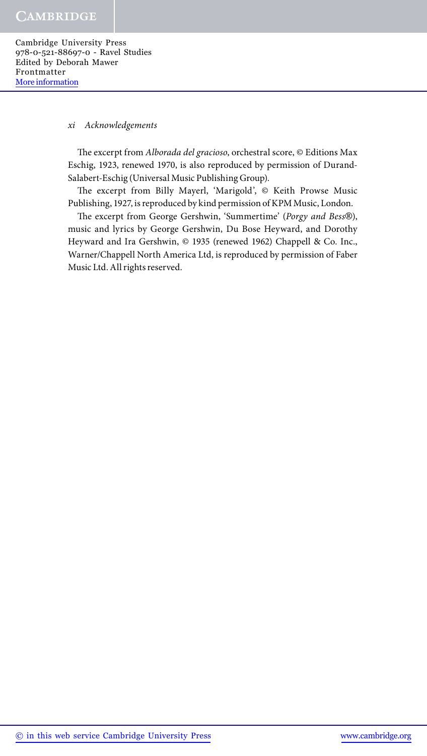The excerpt from *Alborada del gracioso*, orchestral score, © Editions Max Eschig, 1923, renewed 1970, is also reproduced by permission of Durand-Salabert-Eschig (Universal Music Publishing Group).

The excerpt from Billy Mayerl, 'Marigold', © Keith Prowse Music Publishing, 1927, is reproduced by kind permission of KPM Music, London.

The excerpt from George Gershwin, 'Summertime' (*Porgy and Bess*®), music and lyrics by George Gershwin, Du Bose Heyward, and Dorothy Heyward and Ira Gershwin, © 1935 (renewed 1962) Chappell & Co. Inc., Warner/Chappell North America Ltd, is reproduced by permission of Faber Music Ltd. All rights reserved.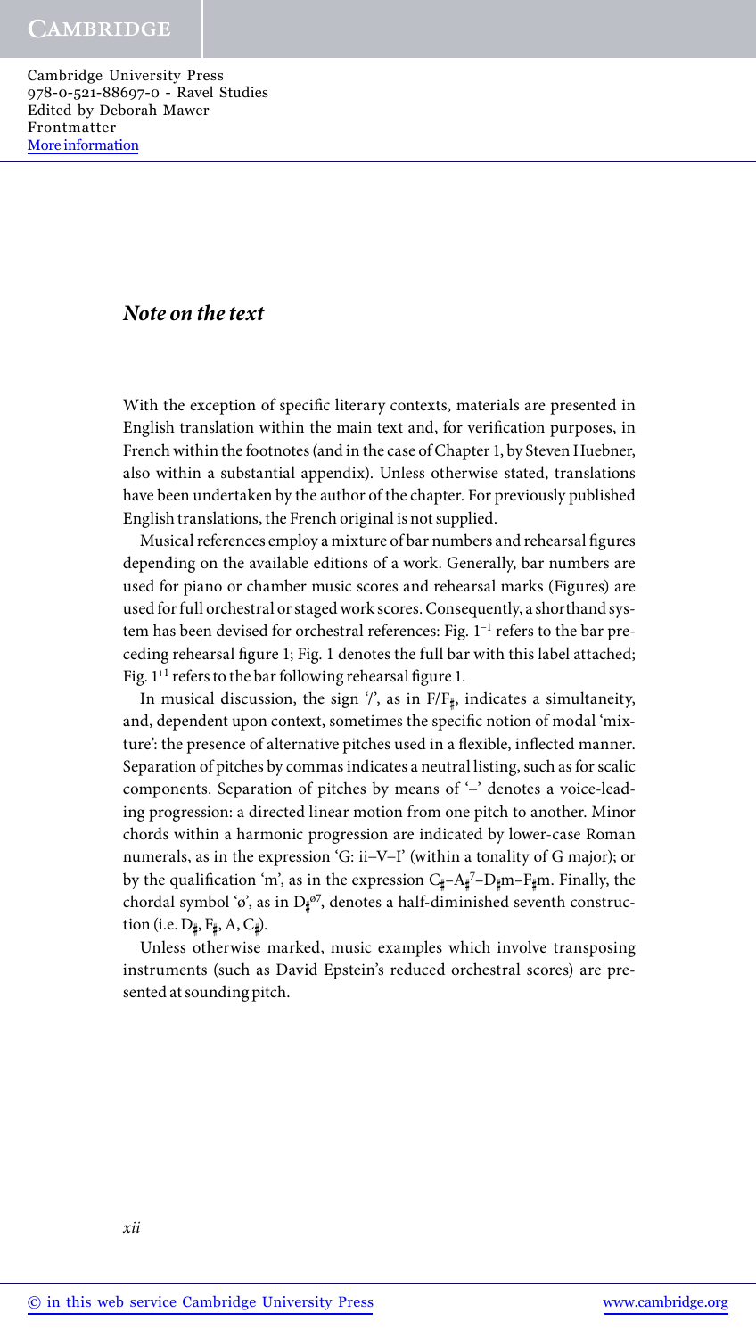## *Note on the text*

With the exception of specific literary contexts, materials are presented in English translation within the main text and, for verification purposes, in French within the footnotes (and in the case of Chapter 1, by Steven Huebner, also within a substantial appendix). Unless otherwise stated, translations have been undertaken by the author of the chapter. For previously published English translations, the French original is not supplied.

Musical references employ a mixture of bar numbers and rehearsal figures depending on the available editions of a work. Generally, bar numbers are used for piano or chamber music scores and rehearsal marks (Figures) are used for full orchestral or staged work scores. Consequently, a shorthand system has been devised for orchestral references: Fig. $1^{-1}$ refers to the bar preceding rehearsal figure 1; Fig. 1 denotes the full bar with this label attached; Fig. $1^{+1}$ refers to the bar following rehearsal figure 1.

In musical discussion, the sign '/', as in F/F♯, indicates a simultaneity, and, dependent upon context, sometimes the specific notion of modal 'mixture': the presence of alternative pitches used in a flexible, inflected manner. Separation of pitches by commas indicates a neutral listing, such as for scalic components. Separation of pitches by means of '–' denotes a voice-leading progression: a directed linear motion from one pitch to another. Minor chords within a harmonic progression are indicated by lower-case Roman numerals, as in the expression 'G: ii–V–I' (within a tonality of G major); or by the qualification 'm', as in the expression C♯–A♯$^{7}$–D♯m–F♯m. Finally, the chordal symbol 'ø', as in D♯$^{ø7}$, denotes a half-diminished seventh construction (i.e. D♯, F♯, A, C♯).

Unless otherwise marked, music examples which involve transposing instruments (such as David Epstein's reduced orchestral scores) are presented at sounding pitch.